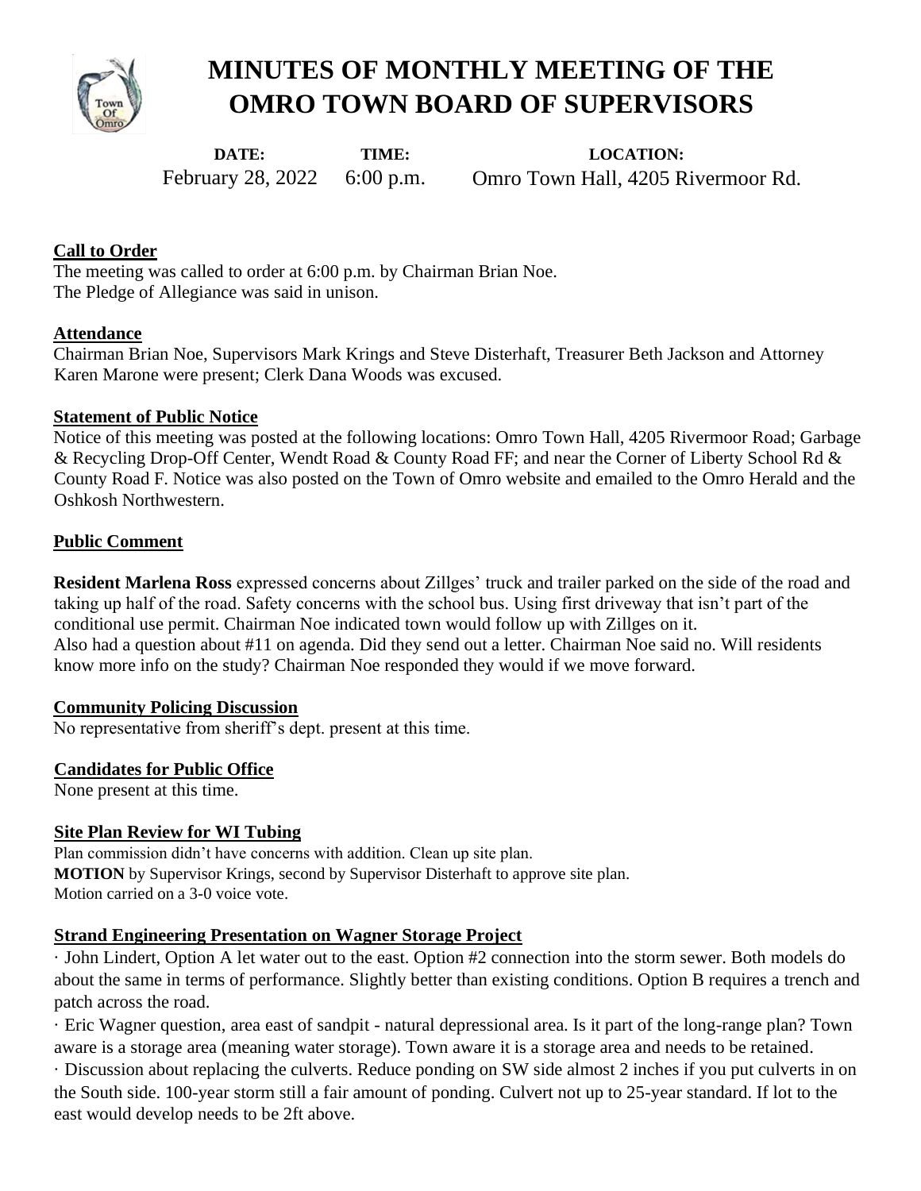# MINUTES OF MONTHLY MEETING OF THE OMRO TOWN BOARD OF SUPERVISORS

| DATE: | TIME: | LOCATION: |
|---|---|---|
| February 28, 2022 | 6:00 p.m. | Omro Town Hall, 4205 Rivermoor Rd. |

## Call to Order

The meeting was called to order at 6:00 p.m. by Chairman Brian Noe.
The Pledge of Allegiance was said in unison.

## Attendance

Chairman Brian Noe, Supervisors Mark Krings and Steve Disterhaft, Treasurer Beth Jackson and Attorney Karen Marone were present; Clerk Dana Woods was excused.

## Statement of Public Notice

Notice of this meeting was posted at the following locations: Omro Town Hall, 4205 Rivermoor Road; Garbage & Recycling Drop-Off Center, Wendt Road & County Road FF; and near the Corner of Liberty School Rd & County Road F. Notice was also posted on the Town of Omro website and emailed to the Omro Herald and the Oshkosh Northwestern.

## Public Comment

**Resident Marlena Ross** expressed concerns about Zillges' truck and trailer parked on the side of the road and taking up half of the road. Safety concerns with the school bus. Using first driveway that isn't part of the conditional use permit. Chairman Noe indicated town would follow up with Zillges on it.
Also had a question about #11 on agenda. Did they send out a letter. Chairman Noe said no. Will residents know more info on the study? Chairman Noe responded they would if we move forward.

## Community Policing Discussion

No representative from sheriff's dept. present at this time.

## Candidates for Public Office

None present at this time.

## Site Plan Review for WI Tubing

Plan commission didn't have concerns with addition. Clean up site plan.
**MOTION** by Supervisor Krings, second by Supervisor Disterhaft to approve site plan.
Motion carried on a 3-0 voice vote.

## Strand Engineering Presentation on Wagner Storage Project

- John Lindert, Option A let water out to the east. Option #2 connection into the storm sewer. Both models do about the same in terms of performance. Slightly better than existing conditions. Option B requires a trench and patch across the road.
- Eric Wagner question, area east of sandpit - natural depressional area. Is it part of the long-range plan? Town aware is a storage area (meaning water storage). Town aware it is a storage area and needs to be retained.
- Discussion about replacing the culverts. Reduce ponding on SW side almost 2 inches if you put culverts in on the South side. 100-year storm still a fair amount of ponding. Culvert not up to 25-year standard. If lot to the east would develop needs to be 2ft above.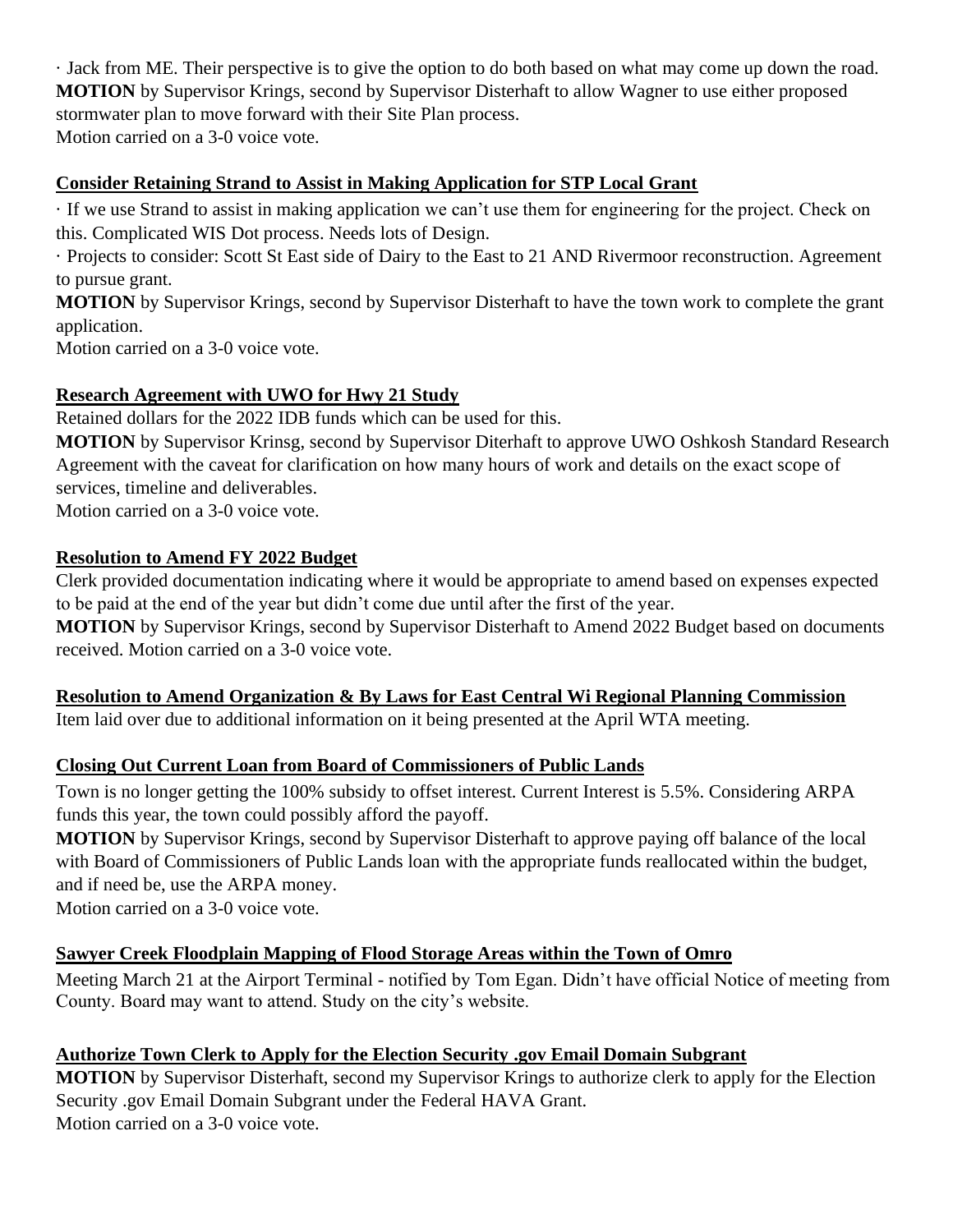· Jack from ME. Their perspective is to give the option to do both based on what may come up down the road.
**MOTION** by Supervisor Krings, second by Supervisor Disterhaft to allow Wagner to use either proposed stormwater plan to move forward with their Site Plan process.
Motion carried on a 3-0 voice vote.

**Consider Retaining Strand to Assist in Making Application for STP Local Grant**

· If we use Strand to assist in making application we can't use them for engineering for the project. Check on this. Complicated WIS Dot process. Needs lots of Design.
· Projects to consider: Scott St East side of Dairy to the East to 21 AND Rivermoor reconstruction. Agreement to pursue grant.
**MOTION** by Supervisor Krings, second by Supervisor Disterhaft to have the town work to complete the grant application.
Motion carried on a 3-0 voice vote.

**Research Agreement with UWO for Hwy 21 Study**

Retained dollars for the 2022 IDB funds which can be used for this.
**MOTION** by Supervisor Krinsg, second by Supervisor Diterhaft to approve UWO Oshkosh Standard Research Agreement with the caveat for clarification on how many hours of work and details on the exact scope of services, timeline and deliverables.
Motion carried on a 3-0 voice vote.

**Resolution to Amend FY 2022 Budget**

Clerk provided documentation indicating where it would be appropriate to amend based on expenses expected to be paid at the end of the year but didn't come due until after the first of the year.
**MOTION** by Supervisor Krings, second by Supervisor Disterhaft to Amend 2022 Budget based on documents received. Motion carried on a 3-0 voice vote.

**Resolution to Amend Organization & By Laws for East Central Wi Regional Planning Commission**

Item laid over due to additional information on it being presented at the April WTA meeting.

**Closing Out Current Loan from Board of Commissioners of Public Lands**

Town is no longer getting the 100% subsidy to offset interest. Current Interest is 5.5%. Considering ARPA funds this year, the town could possibly afford the payoff.
**MOTION** by Supervisor Krings, second by Supervisor Disterhaft to approve paying off balance of the local with Board of Commissioners of Public Lands loan with the appropriate funds reallocated within the budget, and if need be, use the ARPA money.
Motion carried on a 3-0 voice vote.

**Sawyer Creek Floodplain Mapping of Flood Storage Areas within the Town of Omro**

Meeting March 21 at the Airport Terminal - notified by Tom Egan. Didn't have official Notice of meeting from County. Board may want to attend. Study on the city's website.

**Authorize Town Clerk to Apply for the Election Security .gov Email Domain Subgrant**

**MOTION** by Supervisor Disterhaft, second my Supervisor Krings to authorize clerk to apply for the Election Security .gov Email Domain Subgrant under the Federal HAVA Grant.
Motion carried on a 3-0 voice vote.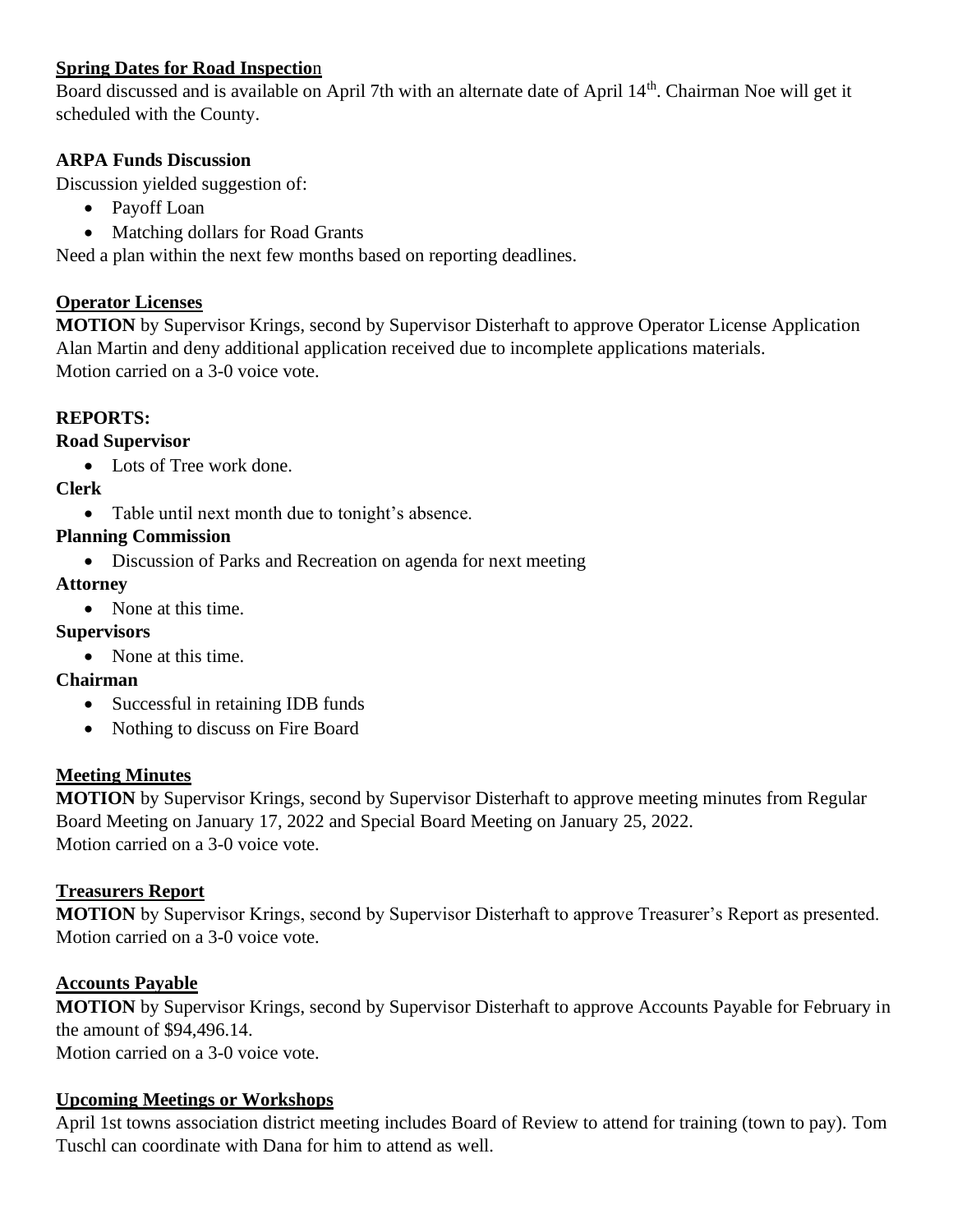**Spring Dates for Road Inspection**

Board discussed and is available on April 7th with an alternate date of April 14th. Chairman Noe will get it scheduled with the County.

**ARPA Funds Discussion**

Discussion yielded suggestion of:

- Payoff Loan
- Matching dollars for Road Grants

Need a plan within the next few months based on reporting deadlines.

**Operator Licenses**

**MOTION** by Supervisor Krings, second by Supervisor Disterhaft to approve Operator License Application Alan Martin and deny additional application received due to incomplete applications materials.
Motion carried on a 3-0 voice vote.

**REPORTS:**

**Road Supervisor**

- Lots of Tree work done.

**Clerk**

- Table until next month due to tonight's absence.

**Planning Commission**

- Discussion of Parks and Recreation on agenda for next meeting

**Attorney**

- None at this time.

**Supervisors**

- None at this time.

**Chairman**

- Successful in retaining IDB funds
- Nothing to discuss on Fire Board

**Meeting Minutes**

**MOTION** by Supervisor Krings, second by Supervisor Disterhaft to approve meeting minutes from Regular Board Meeting on January 17, 2022 and Special Board Meeting on January 25, 2022.
Motion carried on a 3-0 voice vote.

**Treasurers Report**

**MOTION** by Supervisor Krings, second by Supervisor Disterhaft to approve Treasurer's Report as presented.
Motion carried on a 3-0 voice vote.

**Accounts Payable**

**MOTION** by Supervisor Krings, second by Supervisor Disterhaft to approve Accounts Payable for February in the amount of $94,496.14.
Motion carried on a 3-0 voice vote.

**Upcoming Meetings or Workshops**

April 1st towns association district meeting includes Board of Review to attend for training (town to pay). Tom Tuschl can coordinate with Dana for him to attend as well.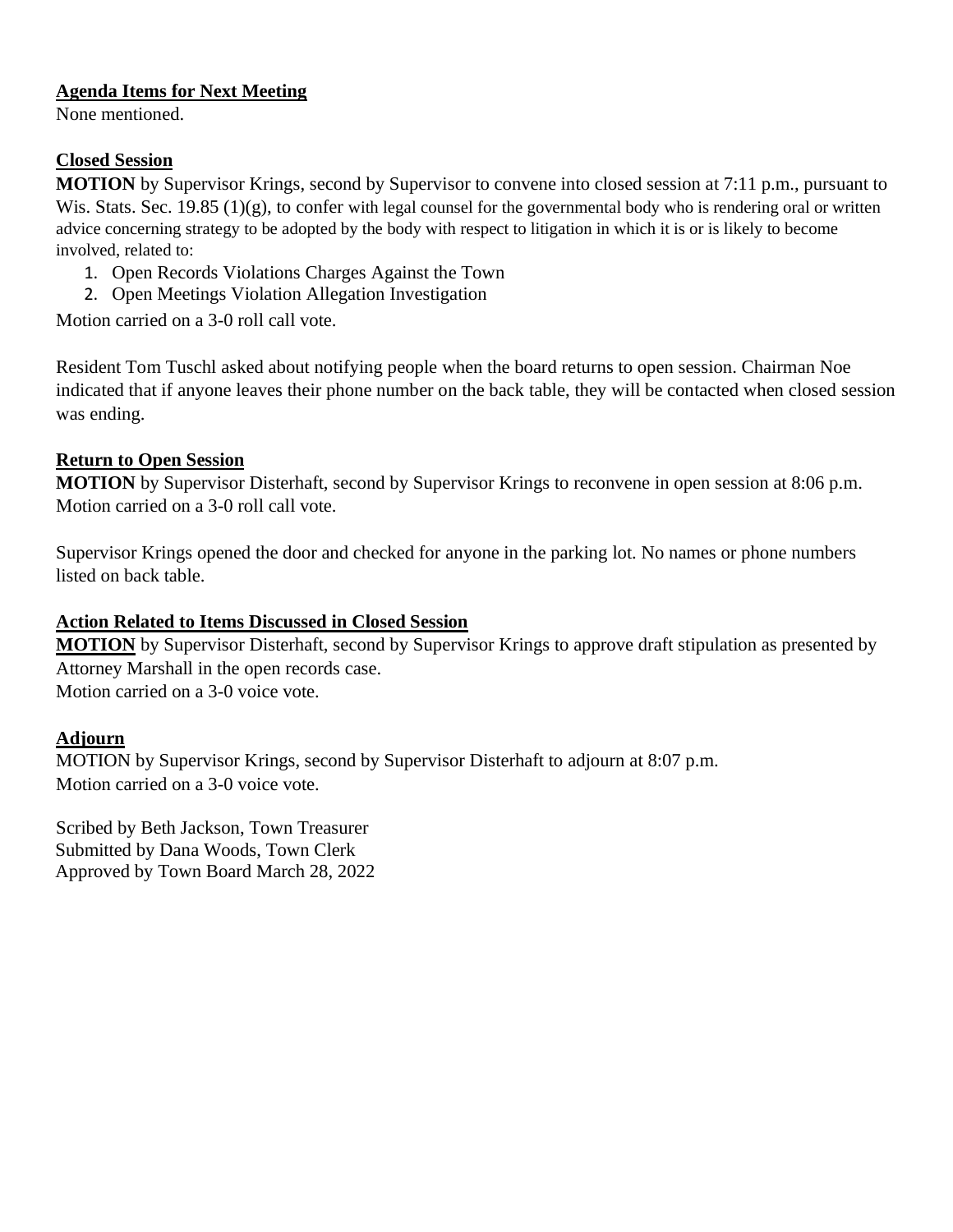**Agenda Items for Next Meeting**

None mentioned.

**Closed Session**

**MOTION** by Supervisor Krings, second by Supervisor to convene into closed session at 7:11 p.m., pursuant to Wis. Stats. Sec. 19.85 (1)(g), to confer with legal counsel for the governmental body who is rendering oral or written advice concerning strategy to be adopted by the body with respect to litigation in which it is or is likely to become involved, related to:

1. Open Records Violations Charges Against the Town
2. Open Meetings Violation Allegation Investigation

Motion carried on a 3-0 roll call vote.

Resident Tom Tuschl asked about notifying people when the board returns to open session. Chairman Noe indicated that if anyone leaves their phone number on the back table, they will be contacted when closed session was ending.

**Return to Open Session**

**MOTION** by Supervisor Disterhaft, second by Supervisor Krings to reconvene in open session at 8:06 p.m. Motion carried on a 3-0 roll call vote.

Supervisor Krings opened the door and checked for anyone in the parking lot. No names or phone numbers listed on back table.

**Action Related to Items Discussed in Closed Session**

**MOTION** by Supervisor Disterhaft, second by Supervisor Krings to approve draft stipulation as presented by Attorney Marshall in the open records case.
Motion carried on a 3-0 voice vote.

**Adjourn**

MOTION by Supervisor Krings, second by Supervisor Disterhaft to adjourn at 8:07 p.m.
Motion carried on a 3-0 voice vote.

Scribed by Beth Jackson, Town Treasurer
Submitted by Dana Woods, Town Clerk
Approved by Town Board March 28, 2022